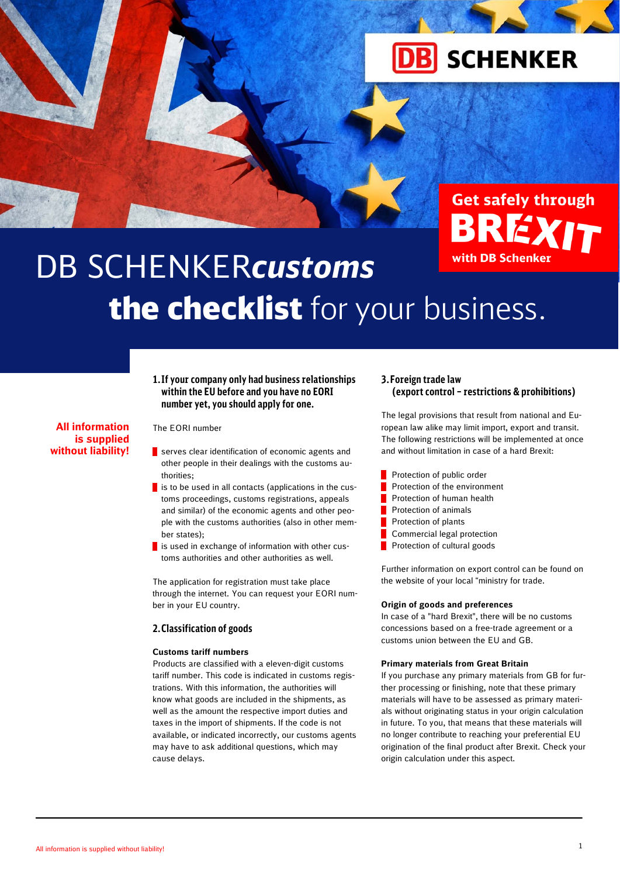DB SCHENKER

Get safely through BREXIT with DB Schenker

# DB SCHENKER*customs* **the checklist** for your business.

**All information is supplied without liability!**

## 1. If your company only had business relationships within the EU before and you have no EORI number yet, you should apply for one.

The EORI number

- serves clear identification of economic agents and other people in their dealings with the customs authorities;
- is to be used in all contacts (applications in the customs proceedings, customs registrations, appeals and similar) of the economic agents and other people with the customs authorities (also in other member states);
- is used in exchange of information with other customs authorities and other authorities as well.

The application for registration must take place through the internet. You can request your EORI number in your EU country.

## 2. Classification of goods

**Customs tariff numbers**

Products are classified with a eleven-digit customs tariff number. This code is indicated in customs registrations. With this information, the authorities will know what goods are included in the shipments, as well as the amount the respective import duties and taxes in the import of shipments. If the code is not available, or indicated incorrectly, our customs agents may have to ask additional questions, which may cause delays.

## 3. Foreign trade law (export control – restrictions & prohibitions)

The legal provisions that result from national and European law alike may limit import, export and transit. The following restrictions will be implemented at once and without limitation in case of a hard Brexit:

- Protection of public order
- Protection of the environment
- Protection of human health
- Protection of animals
- Protection of plants
- Commercial legal protection
- Protection of cultural goods

Further information on export control can be found on the website of your local "ministry for trade.

**Origin of goods and preferences**

In case of a "hard Brexit", there will be no customs concessions based on a free-trade agreement or a customs union between the EU and GB.

**Primary materials from Great Britain**

If you purchase any primary materials from GB for further processing or finishing, note that these primary materials will have to be assessed as primary materials without originating status in your origin calculation in future. To you, that means that these materials will no longer contribute to reaching your preferential EU origination of the final product after Brexit. Check your origin calculation under this aspect.

All information is supplied without liability!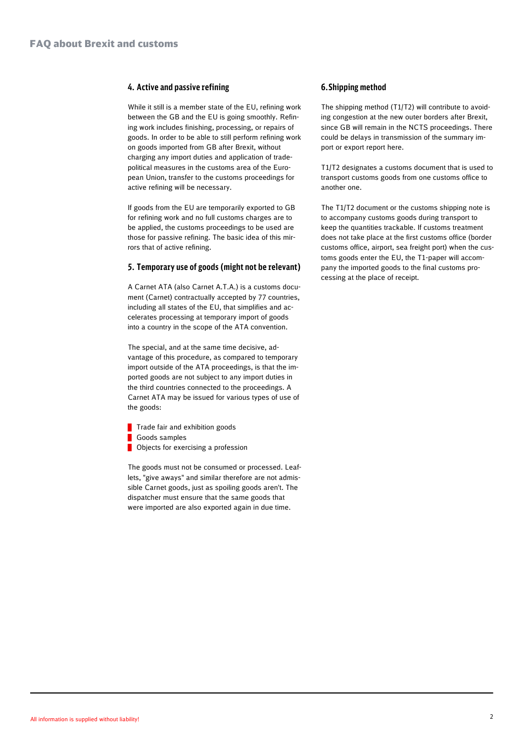# FAQ about Brexit and customs

## 4. Active and passive refining

While it still is a member state of the EU, refining work between the GB and the EU is going smoothly. Refining work includes finishing, processing, or repairs of goods. In order to be able to still perform refining work on goods imported from GB after Brexit, without charging any import duties and application of trade-political measures in the customs area of the European Union, transfer to the customs proceedings for active refining will be necessary.

If goods from the EU are temporarily exported to GB for refining work and no full customs charges are to be applied, the customs proceedings to be used are those for passive refining. The basic idea of this mirrors that of active refining.

## 5. Temporary use of goods (might not be relevant)

A Carnet ATA (also Carnet A.T.A.) is a customs document (Carnet) contractually accepted by 77 countries, including all states of the EU, that simplifies and accelerates processing at temporary import of goods into a country in the scope of the ATA convention.

The special, and at the same time decisive, advantage of this procedure, as compared to temporary import outside of the ATA proceedings, is that the imported goods are not subject to any import duties in the third countries connected to the proceedings. A Carnet ATA may be issued for various types of use of the goods:

- Trade fair and exhibition goods
- Goods samples
- Objects for exercising a profession

The goods must not be consumed or processed. Leaflets, "give aways" and similar therefore are not admissible Carnet goods, just as spoiling goods aren't. The dispatcher must ensure that the same goods that were imported are also exported again in due time.

## 6. Shipping method

The shipping method (T1/T2) will contribute to avoiding congestion at the new outer borders after Brexit, since GB will remain in the NCTS proceedings. There could be delays in transmission of the summary import or export report here.

T1/T2 designates a customs document that is used to transport customs goods from one customs office to another one.

The T1/T2 document or the customs shipping note is to accompany customs goods during transport to keep the quantities trackable. If customs treatment does not take place at the first customs office (border customs office, airport, sea freight port) when the customs goods enter the EU, the T1-paper will accompany the imported goods to the final customs processing at the place of receipt.

All information is supplied without liability!